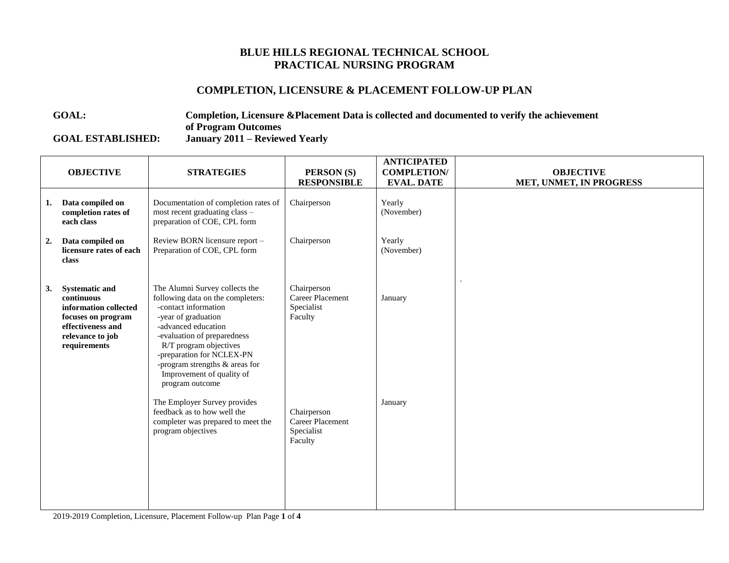# BLUE HILLS REGIONAL TECHNICAL SCHOOL
# PRACTICAL NURSING PROGRAM

## COMPLETION, LICENSURE & PLACEMENT FOLLOW-UP PLAN

**GOAL:** **Completion, Licensure &Placement Data is collected and documented to verify the achievement of Program Outcomes**

**GOAL ESTABLISHED:** **January 2011 – Reviewed Yearly**

| OBJECTIVE | STRATEGIES | PERSON (S) RESPONSIBLE | ANTICIPATED COMPLETION/ EVAL. DATE | OBJECTIVE MET, UNMET, IN PROGRESS |
|---|---|---|---|---|
| **1. Data compiled on completion rates of each class** | Documentation of completion rates of most recent graduating class – preparation of COE, CPL form | Chairperson | Yearly (November) | |
| **2. Data compiled on licensure rates of each class** | Review BORN licensure report – Preparation of COE, CPL form | Chairperson | Yearly (November) | |
| **3. Systematic and continuous information collected focuses on program effectiveness and relevance to job requirements** | The Alumni Survey collects the following data on the completers:<br>-contact information<br>-year of graduation<br>-advanced education<br>-evaluation of preparedness R/T program objectives<br>-preparation for NCLEX-PN<br>-program strengths & areas for Improvement of quality of program outcome | Chairperson<br>Career Placement Specialist<br>Faculty | January | . |
| | The Employer Survey provides feedback as to how well the completer was prepared to meet the program objectives | Chairperson<br>Career Placement Specialist<br>Faculty | January | |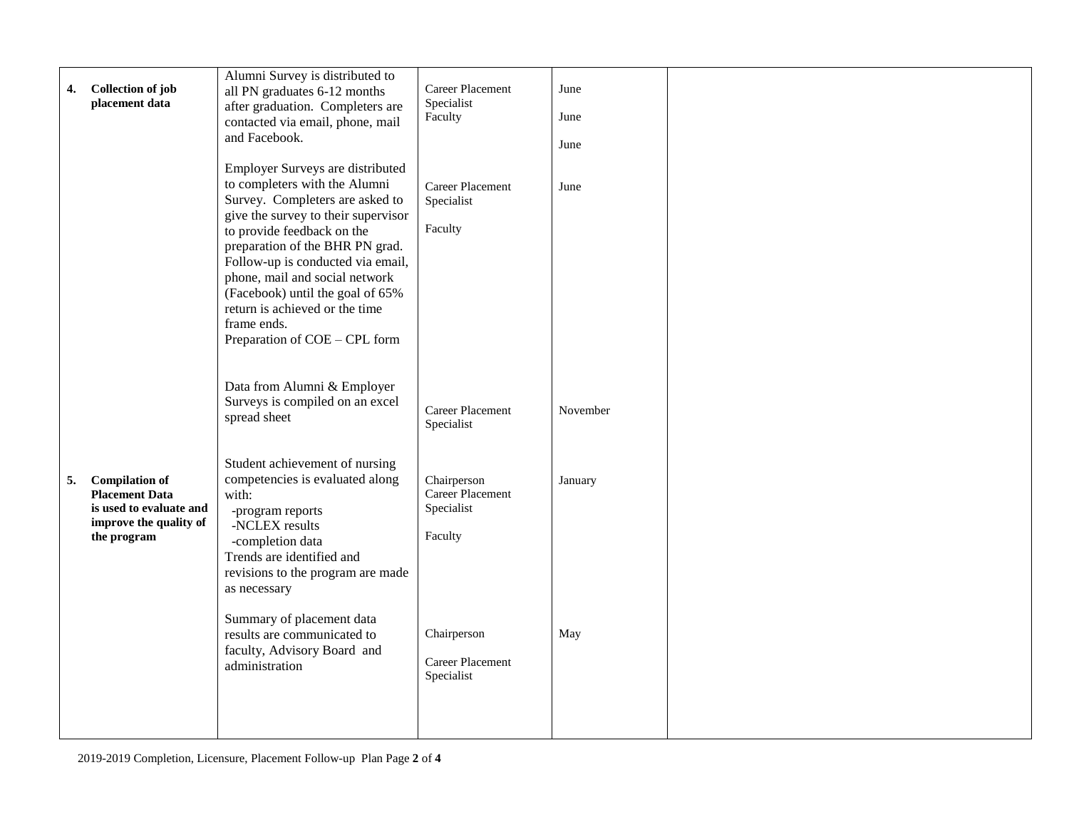| | | | | |
|---|---|---|---|---|
| **4. Collection of job placement data** | Alumni Survey is distributed to all PN graduates 6-12 months after graduation. Completers are contacted via email, phone, mail and Facebook.<br><br>Employer Surveys are distributed to completers with the Alumni Survey. Completers are asked to give the survey to their supervisor to provide feedback on the preparation of the BHR PN grad. Follow-up is conducted via email, phone, mail and social network (Facebook) until the goal of 65% return is achieved or the time frame ends.<br>Preparation of COE – CPL form | Career Placement Specialist<br>Faculty<br><br>Career Placement Specialist<br><br>Faculty | June<br><br>June<br><br>June<br><br>June | |
| | Data from Alumni & Employer Surveys is compiled on an excel spread sheet | Career Placement Specialist | November | |
| **5. Compilation of Placement Data is used to evaluate and improve the quality of the program** | Student achievement of nursing competencies is evaluated along with:<br>-program reports<br>-NCLEX results<br>-completion data<br>Trends are identified and revisions to the program are made as necessary | Chairperson<br>Career Placement Specialist<br><br>Faculty | January | |
| | Summary of placement data results are communicated to faculty, Advisory Board and administration | Chairperson<br><br>Career Placement Specialist | May | |

2019-2019 Completion, Licensure, Placement Follow-up Plan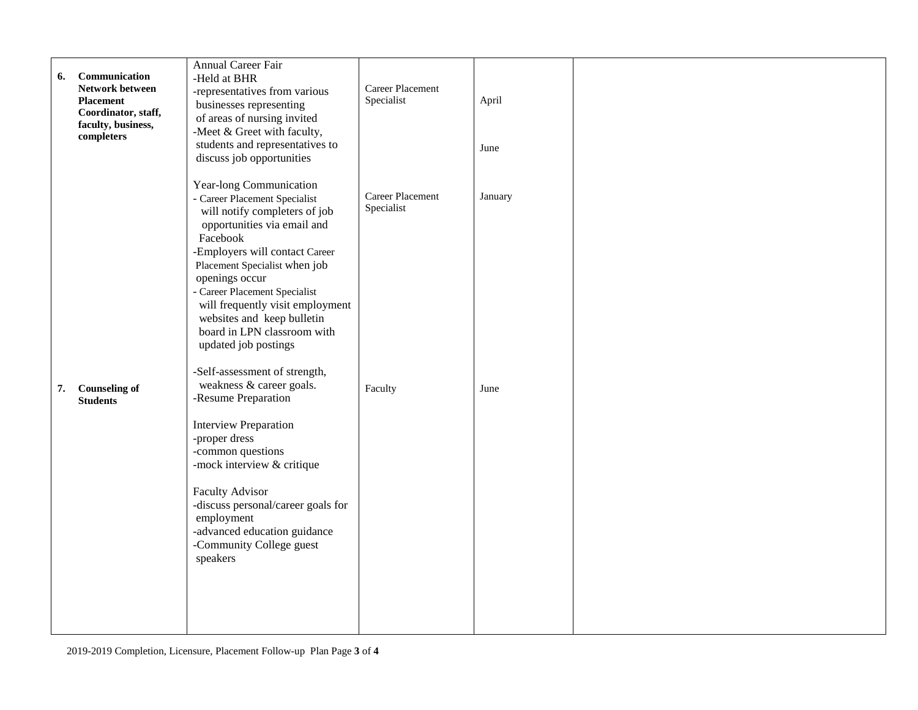| | | | | |
|---|---|---|---|---|
| **6. Communication Network between Placement Coordinator, staff, faculty, business, completers** | Annual Career Fair<br>-Held at BHR<br>-representatives from various businesses representing of areas of nursing invited<br>-Meet & Greet with faculty, students and representatives to discuss job opportunities | Career Placement Specialist | April<br><br>June | |
| | Year-long Communication<br>- Career Placement Specialist will notify completers of job opportunities via email and Facebook<br>-Employers will contact Career Placement Specialist when job openings occur<br>- Career Placement Specialist will frequently visit employment websites and keep bulletin board in LPN classroom with updated job postings | Career Placement Specialist | January | |
| **7. Counseling of Students** | -Self-assessment of strength, weakness & career goals.<br>-Resume Preparation<br><br>Interview Preparation<br>-proper dress<br>-common questions<br>-mock interview & critique<br><br>Faculty Advisor<br>-discuss personal/career goals for employment<br>-advanced education guidance<br>-Community College guest speakers | Faculty | June | |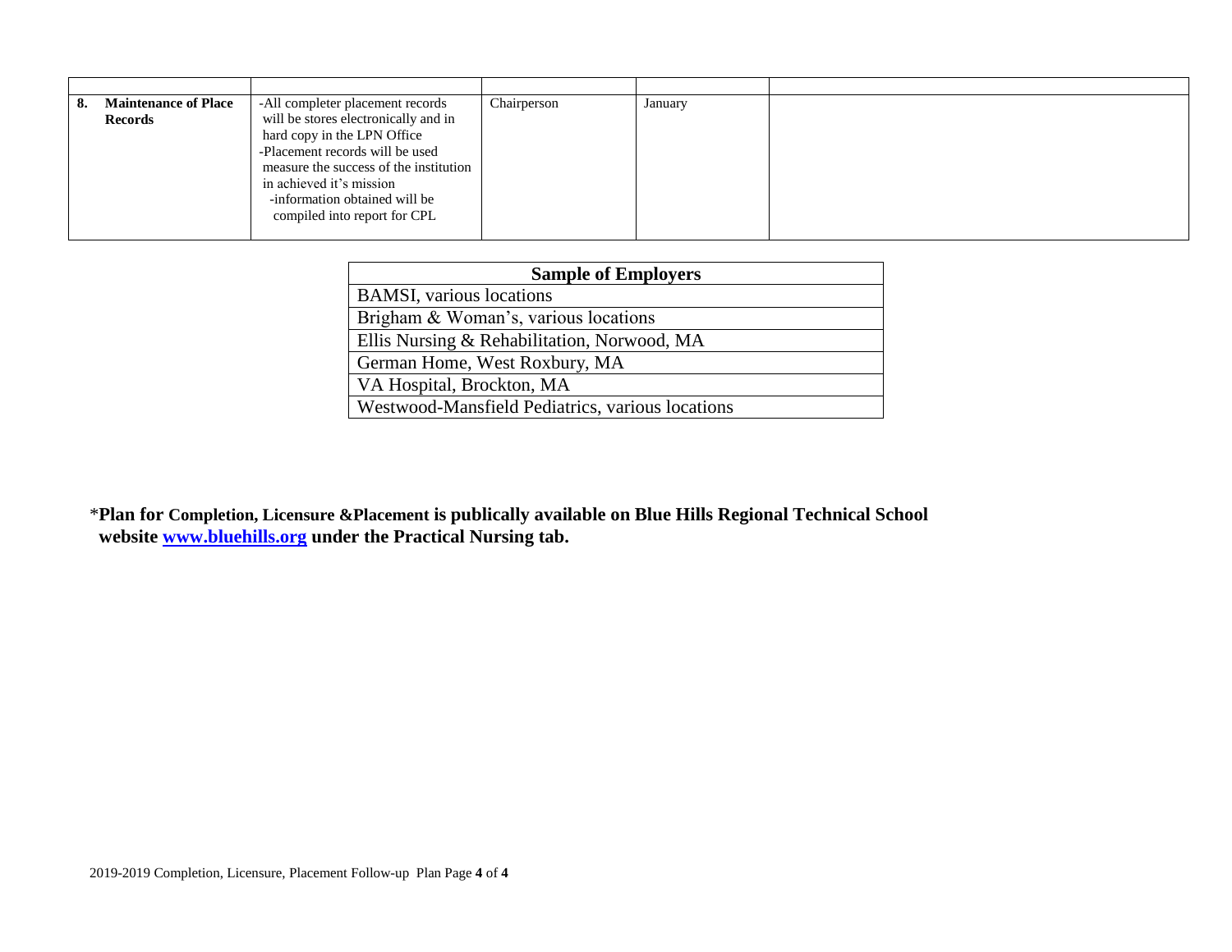| | | | | |
|---|---|---|---|---|
| | | | | |
| **8. Maintenance of Place Records** | -All completer placement records will be stores electronically and in hard copy in the LPN Office<br>-Placement records will be used measure the success of the institution in achieved it's mission<br>-information obtained will be compiled into report for CPL | Chairperson | January | |

| **Sample of Employers** |
|---|
| BAMSI, various locations |
| Brigham & Woman's, various locations |
| Ellis Nursing & Rehabilitation, Norwood, MA |
| German Home, West Roxbury, MA |
| VA Hospital, Brockton, MA |
| Westwood-Mansfield Pediatrics, various locations |

*Plan for Completion, Licensure &Placement is publically available on Blue Hills Regional Technical School website [www.bluehills.org](http://www.bluehills.org) under the Practical Nursing tab.**